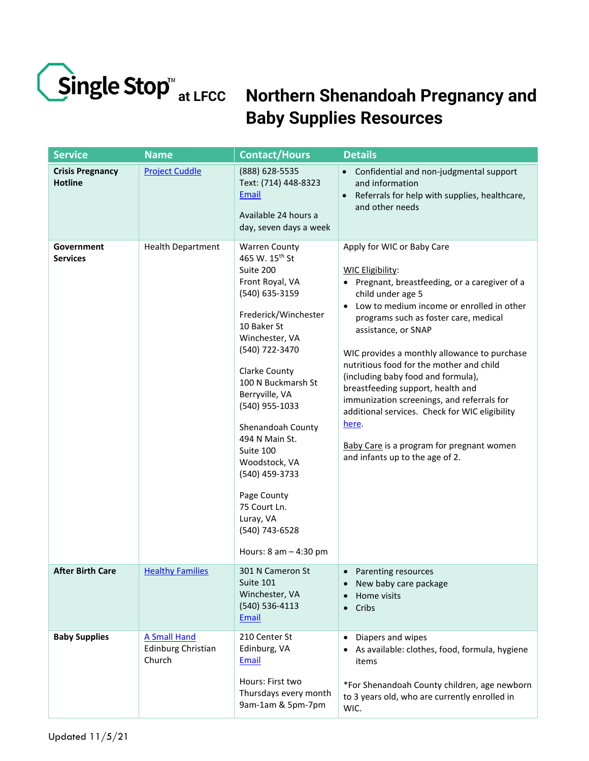Single Stop™ at LFCC

# Northern Shenandoah Pregnancy and Baby Supplies Resources

| Service | Name | Contact/Hours | Details |
| --- | --- | --- | --- |
| **Crisis Pregnancy Hotline** | Project Cuddle | (888) 628-5535<br>Text: (714) 448-8323<br>Email<br><br>Available 24 hours a day, seven days a week | • Confidential and non-judgmental support and information<br>• Referrals for help with supplies, healthcare, and other needs |
| **Government Services** | Health Department | Warren County<br>465 W. 15th St<br>Suite 200<br>Front Royal, VA<br>(540) 635-3159<br><br>Frederick/Winchester<br>10 Baker St<br>Winchester, VA<br>(540) 722-3470<br><br>Clarke County<br>100 N Buckmarsh St<br>Berryville, VA<br>(540) 955-1033<br><br>Shenandoah County<br>494 N Main St.<br>Suite 100<br>Woodstock, VA<br>(540) 459-3733<br><br>Page County<br>75 Court Ln.<br>Luray, VA<br>(540) 743-6528<br><br>Hours: 8 am – 4:30 pm | Apply for WIC or Baby Care<br><br>WIC Eligibility:<br>• Pregnant, breastfeeding, or a caregiver of a child under age 5<br>• Low to medium income or enrolled in other programs such as foster care, medical assistance, or SNAP<br><br>WIC provides a monthly allowance to purchase nutritious food for the mother and child (including baby food and formula), breastfeeding support, health and immunization screenings, and referrals for additional services. Check for WIC eligibility here.<br><br>Baby Care is a program for pregnant women and infants up to the age of 2. |
| **After Birth Care** | Healthy Families | 301 N Cameron St<br>Suite 101<br>Winchester, VA<br>(540) 536-4113<br>Email | • Parenting resources<br>• New baby care package<br>• Home visits<br>• Cribs |
| **Baby Supplies** | A Small Hand<br>Edinburg Christian Church | 210 Center St<br>Edinburg, VA<br>Email<br><br>Hours: First two Thursdays every month 9am-1am & 5pm-7pm | • Diapers and wipes<br>• As available: clothes, food, formula, hygiene items<br><br>*For Shenandoah County children, age newborn to 3 years old, who are currently enrolled in WIC. |

Updated 11/5/21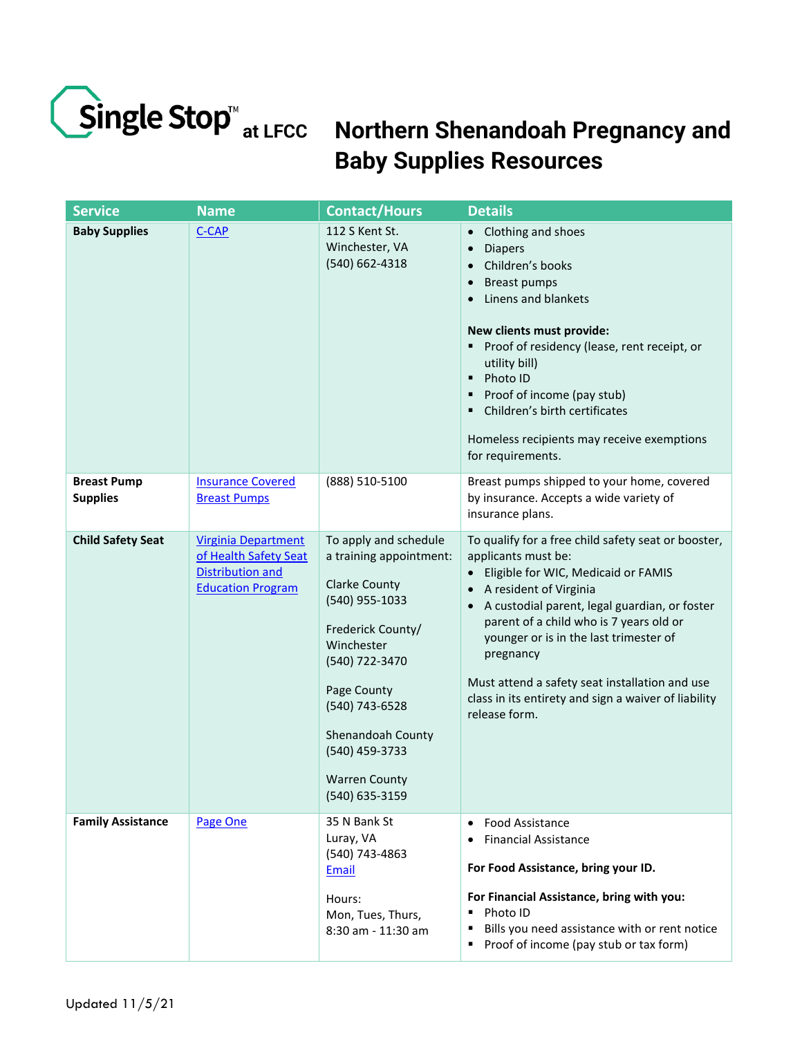Single Stop™ at LFCC

# Northern Shenandoah Pregnancy and Baby Supplies Resources

| Service | Name | Contact/Hours | Details |
|---|---|---|---|
| **Baby Supplies** | C-CAP | 112 S Kent St.<br>Winchester, VA<br>(540) 662-4318 | • Clothing and shoes<br>• Diapers<br>• Children's books<br>• Breast pumps<br>• Linens and blankets<br><br>**New clients must provide:**<br>▪ Proof of residency (lease, rent receipt, or utility bill)<br>▪ Photo ID<br>▪ Proof of income (pay stub)<br>▪ Children's birth certificates<br><br>Homeless recipients may receive exemptions for requirements. |
| **Breast Pump Supplies** | Insurance Covered Breast Pumps | (888) 510-5100 | Breast pumps shipped to your home, covered by insurance. Accepts a wide variety of insurance plans. |
| **Child Safety Seat** | Virginia Department of Health Safety Seat Distribution and Education Program | To apply and schedule a training appointment:<br><br>Clarke County<br>(540) 955-1033<br><br>Frederick County/ Winchester<br>(540) 722-3470<br><br>Page County<br>(540) 743-6528<br><br>Shenandoah County<br>(540) 459-3733<br><br>Warren County<br>(540) 635-3159 | To qualify for a free child safety seat or booster, applicants must be:<br>• Eligible for WIC, Medicaid or FAMIS<br>• A resident of Virginia<br>• A custodial parent, legal guardian, or foster parent of a child who is 7 years old or younger or is in the last trimester of pregnancy<br><br>Must attend a safety seat installation and use class in its entirety and sign a waiver of liability release form. |
| **Family Assistance** | Page One | 35 N Bank St<br>Luray, VA<br>(540) 743-4863<br>Email<br><br>Hours:<br>Mon, Tues, Thurs, 8:30 am - 11:30 am | • Food Assistance<br>• Financial Assistance<br><br>**For Food Assistance, bring your ID.**<br><br>**For Financial Assistance, bring with you:**<br>▪ Photo ID<br>▪ Bills you need assistance with or rent notice<br>▪ Proof of income (pay stub or tax form) |

Updated 11/5/21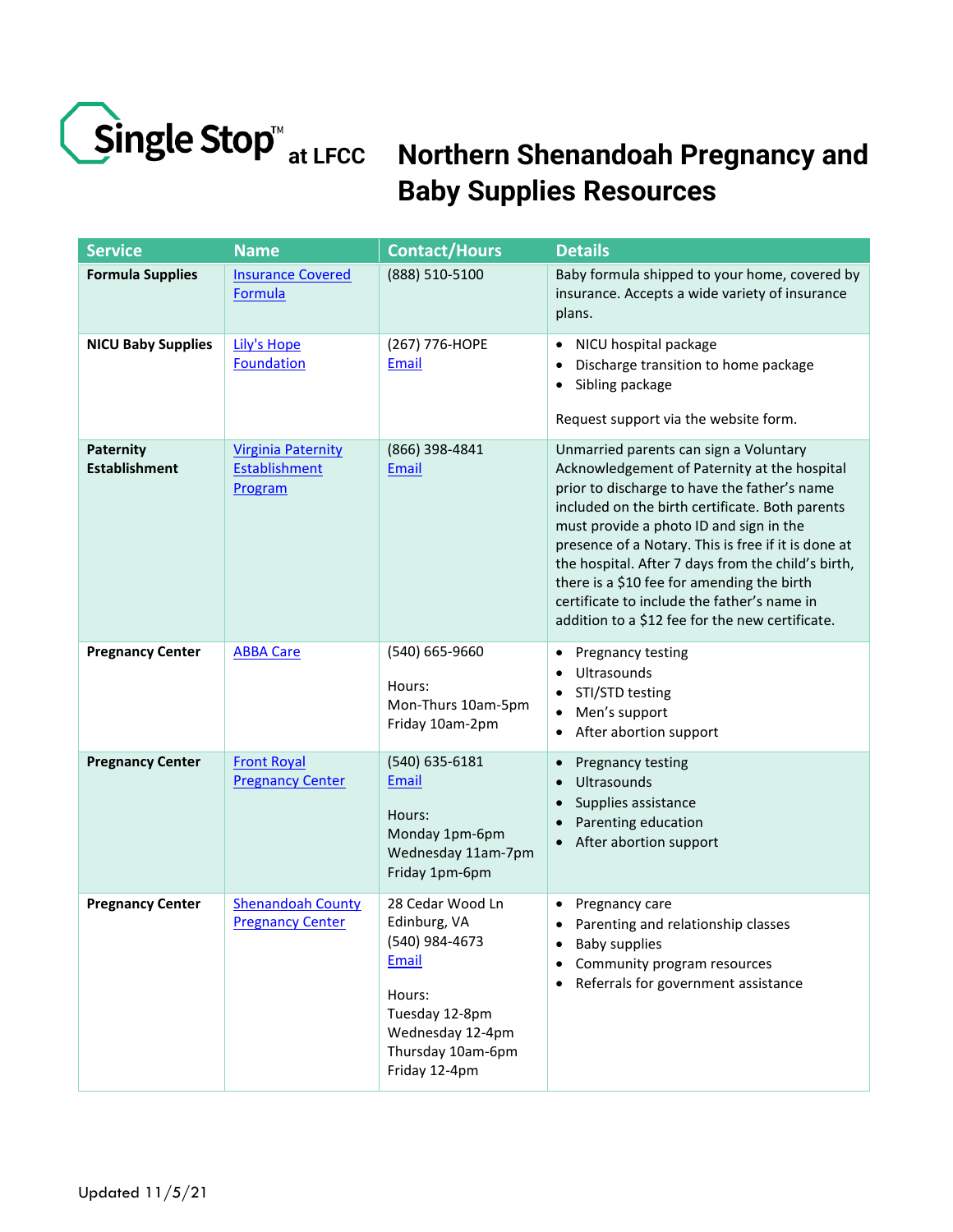Single Stop™ at LFCC

# Northern Shenandoah Pregnancy and Baby Supplies Resources

| Service | Name | Contact/Hours | Details |
|---|---|---|---|
| **Formula Supplies** | Insurance Covered Formula | (888) 510-5100 | Baby formula shipped to your home, covered by insurance. Accepts a wide variety of insurance plans. |
| **NICU Baby Supplies** | Lily's Hope Foundation | (267) 776-HOPE<br>Email | • NICU hospital package<br>• Discharge transition to home package<br>• Sibling package<br><br>Request support via the website form. |
| **Paternity Establishment** | Virginia Paternity Establishment Program | (866) 398-4841<br>Email | Unmarried parents can sign a Voluntary Acknowledgement of Paternity at the hospital prior to discharge to have the father's name included on the birth certificate. Both parents must provide a photo ID and sign in the presence of a Notary. This is free if it is done at the hospital. After 7 days from the child's birth, there is a $10 fee for amending the birth certificate to include the father's name in addition to a $12 fee for the new certificate. |
| **Pregnancy Center** | ABBA Care | (540) 665-9660<br><br>Hours:<br>Mon-Thurs 10am-5pm<br>Friday 10am-2pm | • Pregnancy testing<br>• Ultrasounds<br>• STI/STD testing<br>• Men's support<br>• After abortion support |
| **Pregnancy Center** | Front Royal Pregnancy Center | (540) 635-6181<br>Email<br><br>Hours:<br>Monday 1pm-6pm<br>Wednesday 11am-7pm<br>Friday 1pm-6pm | • Pregnancy testing<br>• Ultrasounds<br>• Supplies assistance<br>• Parenting education<br>• After abortion support |
| **Pregnancy Center** | Shenandoah County Pregnancy Center | 28 Cedar Wood Ln<br>Edinburg, VA<br>(540) 984-4673<br>Email<br><br>Hours:<br>Tuesday 12-8pm<br>Wednesday 12-4pm<br>Thursday 10am-6pm<br>Friday 12-4pm | • Pregnancy care<br>• Parenting and relationship classes<br>• Baby supplies<br>• Community program resources<br>• Referrals for government assistance |

Updated 11/5/21